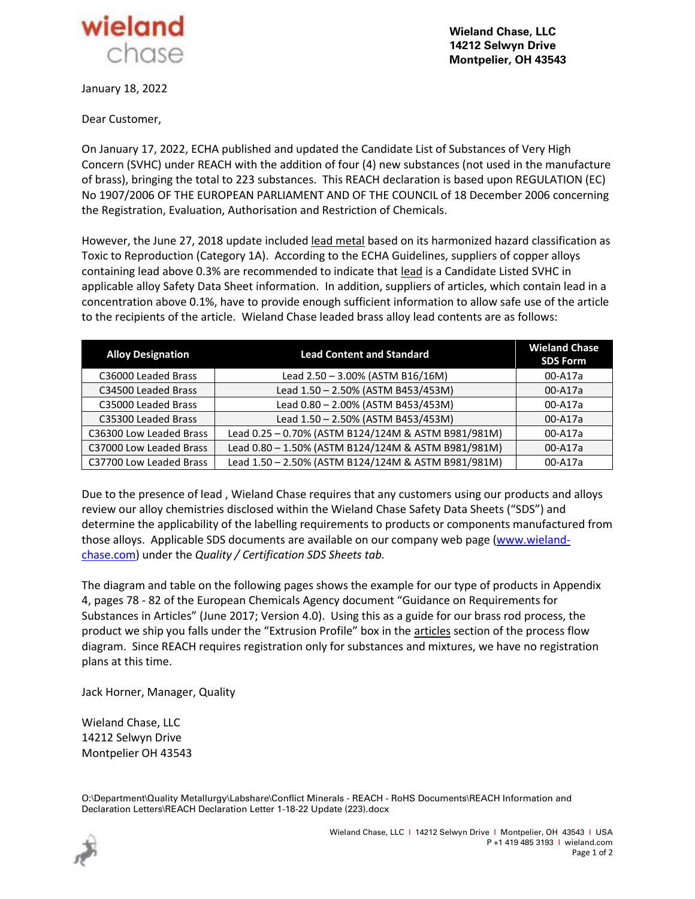wieland
chase

**Wieland Chase, LLC**
**14212 Selwyn Drive**
**Montpelier, OH 43543**

January 18, 2022

Dear Customer,

On January 17, 2022, ECHA published and updated the Candidate List of Substances of Very High Concern (SVHC) under REACH with the addition of four (4) new substances (not used in the manufacture of brass), bringing the total to 223 substances. This REACH declaration is based upon REGULATION (EC) No 1907/2006 OF THE EUROPEAN PARLIAMENT AND OF THE COUNCIL of 18 December 2006 concerning the Registration, Evaluation, Authorisation and Restriction of Chemicals.

However, the June 27, 2018 update included lead metal based on its harmonized hazard classification as Toxic to Reproduction (Category 1A). According to the ECHA Guidelines, suppliers of copper alloys containing lead above 0.3% are recommended to indicate that lead is a Candidate Listed SVHC in applicable alloy Safety Data Sheet information. In addition, suppliers of articles, which contain lead in a concentration above 0.1%, have to provide enough sufficient information to allow safe use of the article to the recipients of the article. Wieland Chase leaded brass alloy lead contents are as follows:

| Alloy Designation | Lead Content and Standard | Wieland Chase SDS Form |
|---|---|---|
| C36000 Leaded Brass | Lead 2.50 – 3.00% (ASTM B16/16M) | 00-A17a |
| C34500 Leaded Brass | Lead 1.50 – 2.50% (ASTM B453/453M) | 00-A17a |
| C35000 Leaded Brass | Lead 0.80 – 2.00% (ASTM B453/453M) | 00-A17a |
| C35300 Leaded Brass | Lead 1.50 – 2.50% (ASTM B453/453M) | 00-A17a |
| C36300 Low Leaded Brass | Lead 0.25 – 0.70% (ASTM B124/124M & ASTM B981/981M) | 00-A17a |
| C37000 Low Leaded Brass | Lead 0.80 – 1.50% (ASTM B124/124M & ASTM B981/981M) | 00-A17a |
| C37700 Low Leaded Brass | Lead 1.50 – 2.50% (ASTM B124/124M & ASTM B981/981M) | 00-A17a |

Due to the presence of lead , Wieland Chase requires that any customers using our products and alloys review our alloy chemistries disclosed within the Wieland Chase Safety Data Sheets ("SDS") and determine the applicability of the labelling requirements to products or components manufactured from those alloys. Applicable SDS documents are available on our company web page (www.wieland-chase.com) under the *Quality / Certification SDS Sheets tab.*

The diagram and table on the following pages shows the example for our type of products in Appendix 4, pages 78 - 82 of the European Chemicals Agency document "Guidance on Requirements for Substances in Articles" (June 2017; Version 4.0). Using this as a guide for our brass rod process, the product we ship you falls under the "Extrusion Profile" box in the articles section of the process flow diagram. Since REACH requires registration only for substances and mixtures, we have no registration plans at this time.

Jack Horner, Manager, Quality

Wieland Chase, LLC
14212 Selwyn Drive
Montpelier OH 43543

O:\Department\Quality Metallurgy\Labshare\Conflict Minerals - REACH - RoHS Documents\REACH Information and Declaration Letters\REACH Declaration Letter 1-18-22 Update (223).docx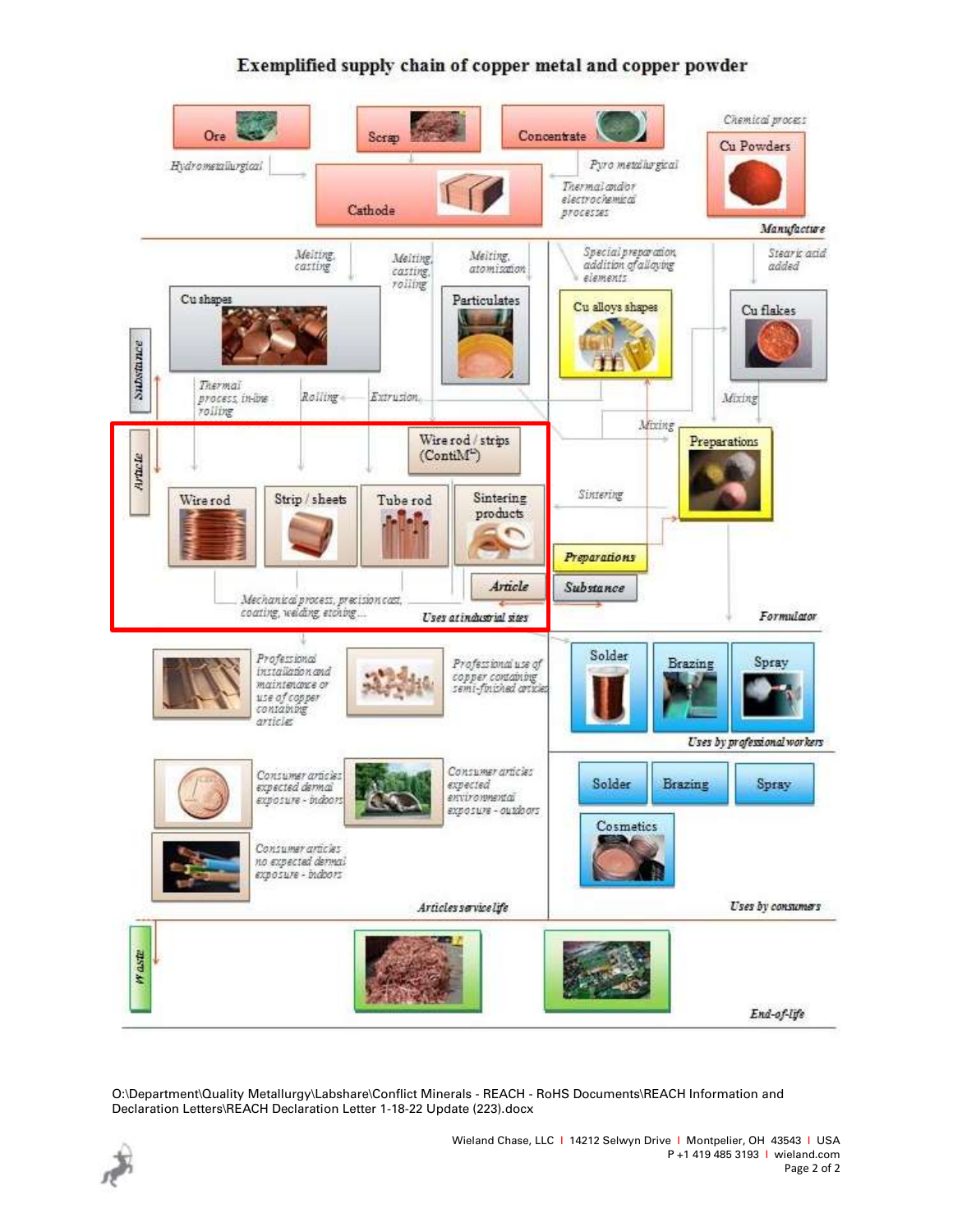## Exemplified supply chain of copper metal and copper powder

Ore
Scrap
Concentrate
Hydrometallurgical
Cathode
Pyro metallurgical
Thermal and/or electrochemical processes
Chemical process
Cu Powders
Manufacture

Melting, casting
Melting, casting, rolling
Melting, atomization
Special preparation, addition of alloying elements
Stearic acid added

Cu shapes
Particulates
Cu alloys shapes
Cu flakes
Substance

Thermal process, in-line rolling
Rolling
Extrusion
Mixing
Mixing
Article

Wire rod / strips (ContiM®)
Preparations
Wire rod
Strip / sheets
Tube rod
Sintering products
Sintering
Preparations
Article
Substance
Mechanical process, precision cast, coating, welding, etching...
Uses at industrial sites
Formulator

Professional installation and maintenance or use of copper containing articles
Professional use of copper containing semi-finished articles
Solder
Brazing
Spray
Uses by professional workers

Consumer articles expected dermal exposure - indoors
Consumer articles expected environmental exposure - outdoors
Consumer articles no expected dermal exposure - indoors
Solder
Brazing
Spray
Cosmetics
Articles service life
Uses by consumers

Waste
End-of-life

O:\Department\Quality Metallurgy\Labshare\Conflict Minerals - REACH - RoHS Documents\REACH Information and Declaration Letters\REACH Declaration Letter 1-18-22 Update (223).docx

Wieland Chase, LLC | 14212 Selwyn Drive | Montpelier, OH 43543 | USA
P +1 419 485 3193 | wieland.com